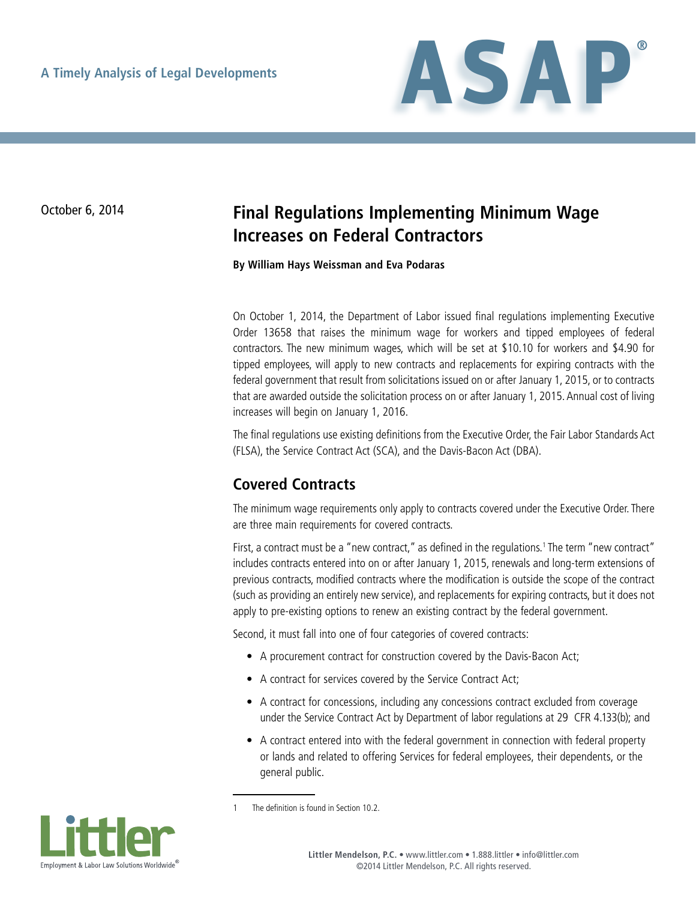A Timely Analysis of Legal Developments

# ASAP®

October 6, 2014

## Final Regulations Implementing Minimum Wage Increases on Federal Contractors

**By William Hays Weissman and Eva Podaras**

On October 1, 2014, the Department of Labor issued final regulations implementing Executive Order 13658 that raises the minimum wage for workers and tipped employees of federal contractors. The new minimum wages, which will be set at $10.10 for workers and $4.90 for tipped employees, will apply to new contracts and replacements for expiring contracts with the federal government that result from solicitations issued on or after January 1, 2015, or to contracts that are awarded outside the solicitation process on or after January 1, 2015. Annual cost of living increases will begin on January 1, 2016.

The final regulations use existing definitions from the Executive Order, the Fair Labor Standards Act (FLSA), the Service Contract Act (SCA), and the Davis-Bacon Act (DBA).

### Covered Contracts

The minimum wage requirements only apply to contracts covered under the Executive Order. There are three main requirements for covered contracts.

First, a contract must be a "new contract," as defined in the regulations.[1] The term "new contract" includes contracts entered into on or after January 1, 2015, renewals and long-term extensions of previous contracts, modified contracts where the modification is outside the scope of the contract (such as providing an entirely new service), and replacements for expiring contracts, but it does not apply to pre-existing options to renew an existing contract by the federal government.

Second, it must fall into one of four categories of covered contracts:

- A procurement contract for construction covered by the Davis-Bacon Act;
- A contract for services covered by the Service Contract Act;
- A contract for concessions, including any concessions contract excluded from coverage under the Service Contract Act by Department of labor regulations at 29 CFR 4.133(b); and
- A contract entered into with the federal government in connection with federal property or lands and related to offering Services for federal employees, their dependents, or the general public.

1 The definition is found in Section 10.2.

Littler
Employment & Labor Law Solutions Worldwide®

**Littler Mendelson, P.C.** • www.littler.com • 1.888.littler • info@littler.com
©2014 Littler Mendelson, P.C. All rights reserved.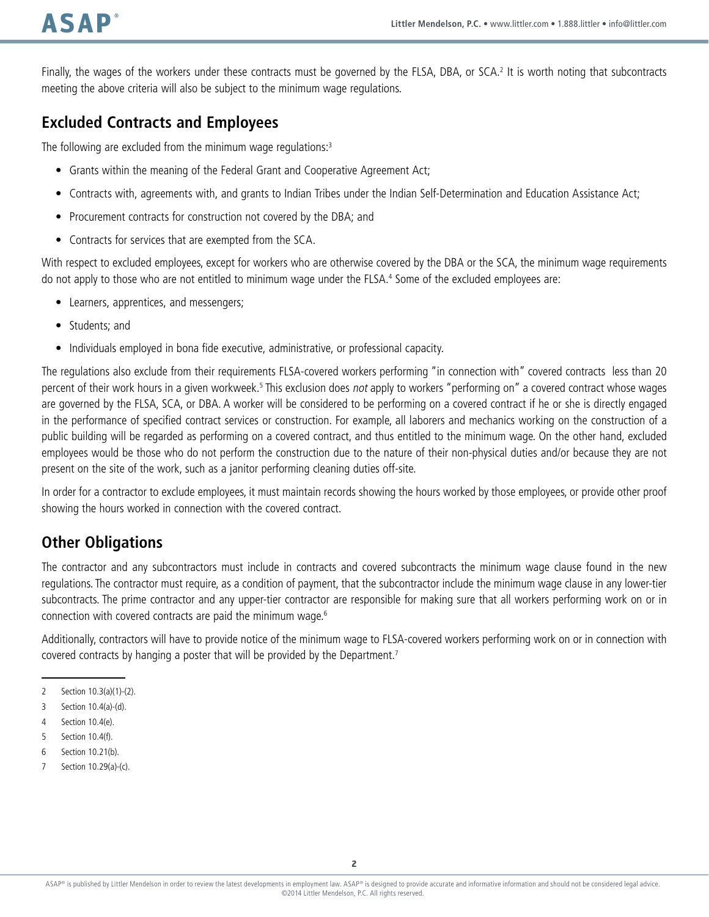Finally, the wages of the workers under these contracts must be governed by the FLSA, DBA, or SCA.[2] It is worth noting that subcontracts meeting the above criteria will also be subject to the minimum wage regulations.

## Excluded Contracts and Employees

The following are excluded from the minimum wage regulations:[3]

- Grants within the meaning of the Federal Grant and Cooperative Agreement Act;
- Contracts with, agreements with, and grants to Indian Tribes under the Indian Self-Determination and Education Assistance Act;
- Procurement contracts for construction not covered by the DBA; and
- Contracts for services that are exempted from the SCA.

With respect to excluded employees, except for workers who are otherwise covered by the DBA or the SCA, the minimum wage requirements do not apply to those who are not entitled to minimum wage under the FLSA.[4] Some of the excluded employees are:

- Learners, apprentices, and messengers;
- Students; and
- Individuals employed in bona fide executive, administrative, or professional capacity.

The regulations also exclude from their requirements FLSA-covered workers performing "in connection with" covered contracts less than 20 percent of their work hours in a given workweek.[5] This exclusion does *not* apply to workers "performing on" a covered contract whose wages are governed by the FLSA, SCA, or DBA. A worker will be considered to be performing on a covered contract if he or she is directly engaged in the performance of specified contract services or construction. For example, all laborers and mechanics working on the construction of a public building will be regarded as performing on a covered contract, and thus entitled to the minimum wage. On the other hand, excluded employees would be those who do not perform the construction due to the nature of their non-physical duties and/or because they are not present on the site of the work, such as a janitor performing cleaning duties off-site.

In order for a contractor to exclude employees, it must maintain records showing the hours worked by those employees, or provide other proof showing the hours worked in connection with the covered contract.

## Other Obligations

The contractor and any subcontractors must include in contracts and covered subcontracts the minimum wage clause found in the new regulations. The contractor must require, as a condition of payment, that the subcontractor include the minimum wage clause in any lower-tier subcontracts. The prime contractor and any upper-tier contractor are responsible for making sure that all workers performing work on or in connection with covered contracts are paid the minimum wage.[6]

Additionally, contractors will have to provide notice of the minimum wage to FLSA-covered workers performing work on or in connection with covered contracts by hanging a poster that will be provided by the Department.[7]

---

2 Section 10.3(a)(1)-(2).

3 Section 10.4(a)-(d).

4 Section 10.4(e).

5 Section 10.4(f).

6 Section 10.21(b).

7 Section 10.29(a)-(c).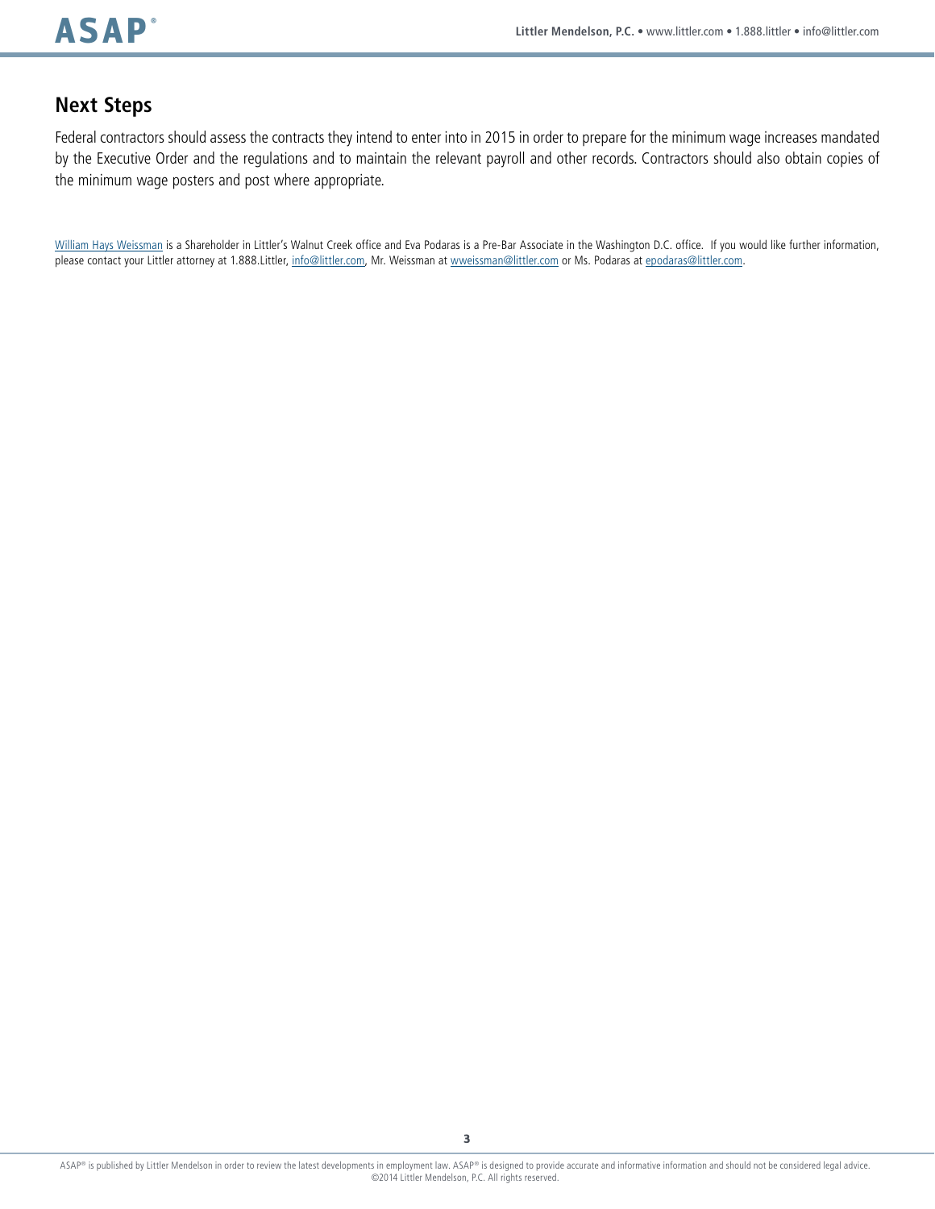## Next Steps

Federal contractors should assess the contracts they intend to enter into in 2015 in order to prepare for the minimum wage increases mandated by the Executive Order and the regulations and to maintain the relevant payroll and other records. Contractors should also obtain copies of the minimum wage posters and post where appropriate.

William Hays Weissman is a Shareholder in Littler's Walnut Creek office and Eva Podaras is a Pre-Bar Associate in the Washington D.C. office. If you would like further information, please contact your Littler attorney at 1.888.Littler, info@littler.com, Mr. Weissman at wweissman@littler.com or Ms. Podaras at epodaras@littler.com.